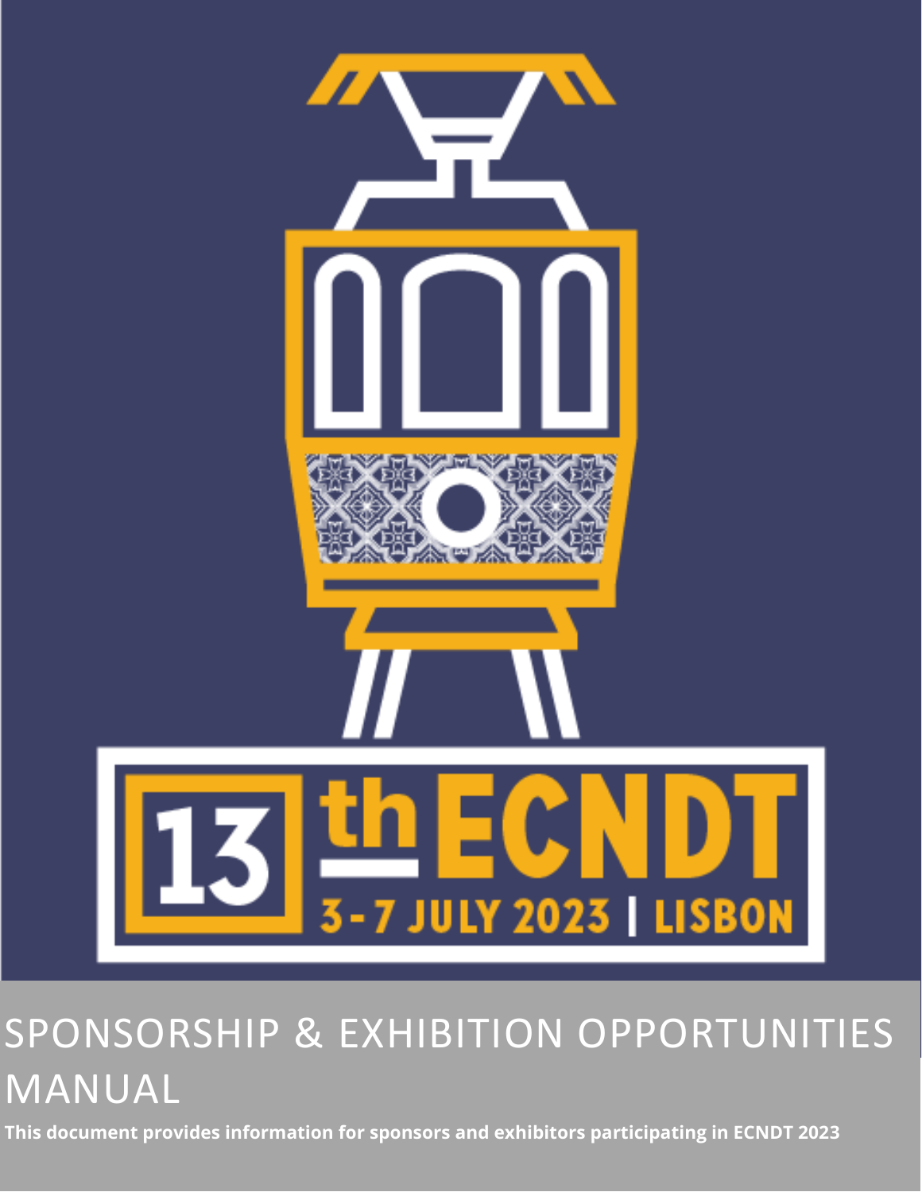13th ECNDT

3-7 JULY 2023 | LISBON

# SPONSORSHIP & EXHIBITION OPPORTUNITIES MANUAL

**This document provides information for sponsors and exhibitors participating in ECNDT 2023**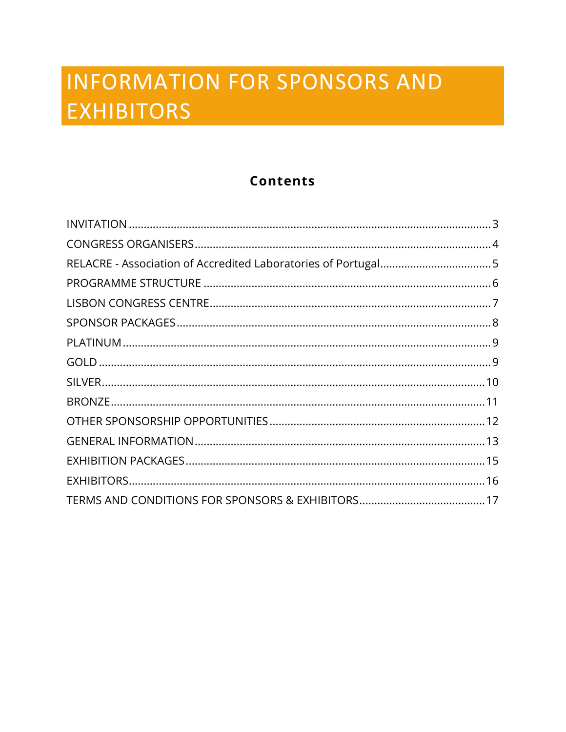# INFORMATION FOR SPONSORS AND EXHIBITORS

## Contents

INVITATION ..... 3
CONGRESS ORGANISERS ..... 4
RELACRE - Association of Accredited Laboratories of Portugal ..... 5
PROGRAMME STRUCTURE ..... 6
LISBON CONGRESS CENTRE ..... 7
SPONSOR PACKAGES ..... 8
PLATINUM ..... 9
GOLD ..... 9
SILVER ..... 10
BRONZE ..... 11
OTHER SPONSORSHIP OPPORTUNITIES ..... 12
GENERAL INFORMATION ..... 13
EXHIBITION PACKAGES ..... 15
EXHIBITORS ..... 16
TERMS AND CONDITIONS FOR SPONSORS & EXHIBITORS ..... 17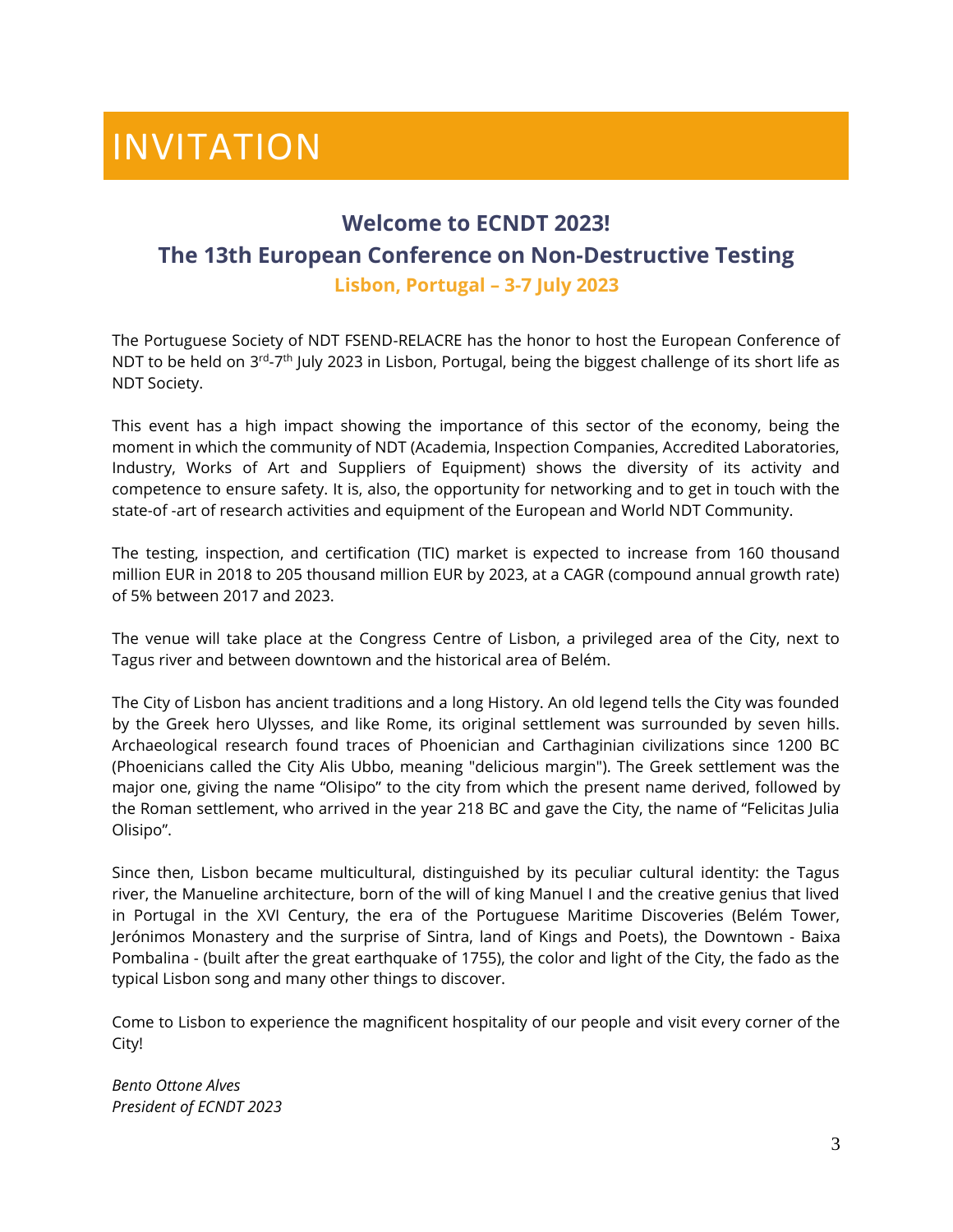# INVITATION

## Welcome to ECNDT 2023!

## The 13th European Conference on Non-Destructive Testing

**Lisbon, Portugal – 3-7 July 2023**

The Portuguese Society of NDT FSEND-RELACRE has the honor to host the European Conference of NDT to be held on 3rd-7th July 2023 in Lisbon, Portugal, being the biggest challenge of its short life as NDT Society.

This event has a high impact showing the importance of this sector of the economy, being the moment in which the community of NDT (Academia, Inspection Companies, Accredited Laboratories, Industry, Works of Art and Suppliers of Equipment) shows the diversity of its activity and competence to ensure safety. It is, also, the opportunity for networking and to get in touch with the state-of -art of research activities and equipment of the European and World NDT Community.

The testing, inspection, and certification (TIC) market is expected to increase from 160 thousand million EUR in 2018 to 205 thousand million EUR by 2023, at a CAGR (compound annual growth rate) of 5% between 2017 and 2023.

The venue will take place at the Congress Centre of Lisbon, a privileged area of the City, next to Tagus river and between downtown and the historical area of Belém.

The City of Lisbon has ancient traditions and a long History. An old legend tells the City was founded by the Greek hero Ulysses, and like Rome, its original settlement was surrounded by seven hills. Archaeological research found traces of Phoenician and Carthaginian civilizations since 1200 BC (Phoenicians called the City Alis Ubbo, meaning "delicious margin"). The Greek settlement was the major one, giving the name "Olisipo" to the city from which the present name derived, followed by the Roman settlement, who arrived in the year 218 BC and gave the City, the name of "Felicitas Julia Olisipo".

Since then, Lisbon became multicultural, distinguished by its peculiar cultural identity: the Tagus river, the Manueline architecture, born of the will of king Manuel I and the creative genius that lived in Portugal in the XVI Century, the era of the Portuguese Maritime Discoveries (Belém Tower, Jerónimos Monastery and the surprise of Sintra, land of Kings and Poets), the Downtown - Baixa Pombalina - (built after the great earthquake of 1755), the color and light of the City, the fado as the typical Lisbon song and many other things to discover.

Come to Lisbon to experience the magnificent hospitality of our people and visit every corner of the City!

*Bento Ottone Alves*
*President of ECNDT 2023*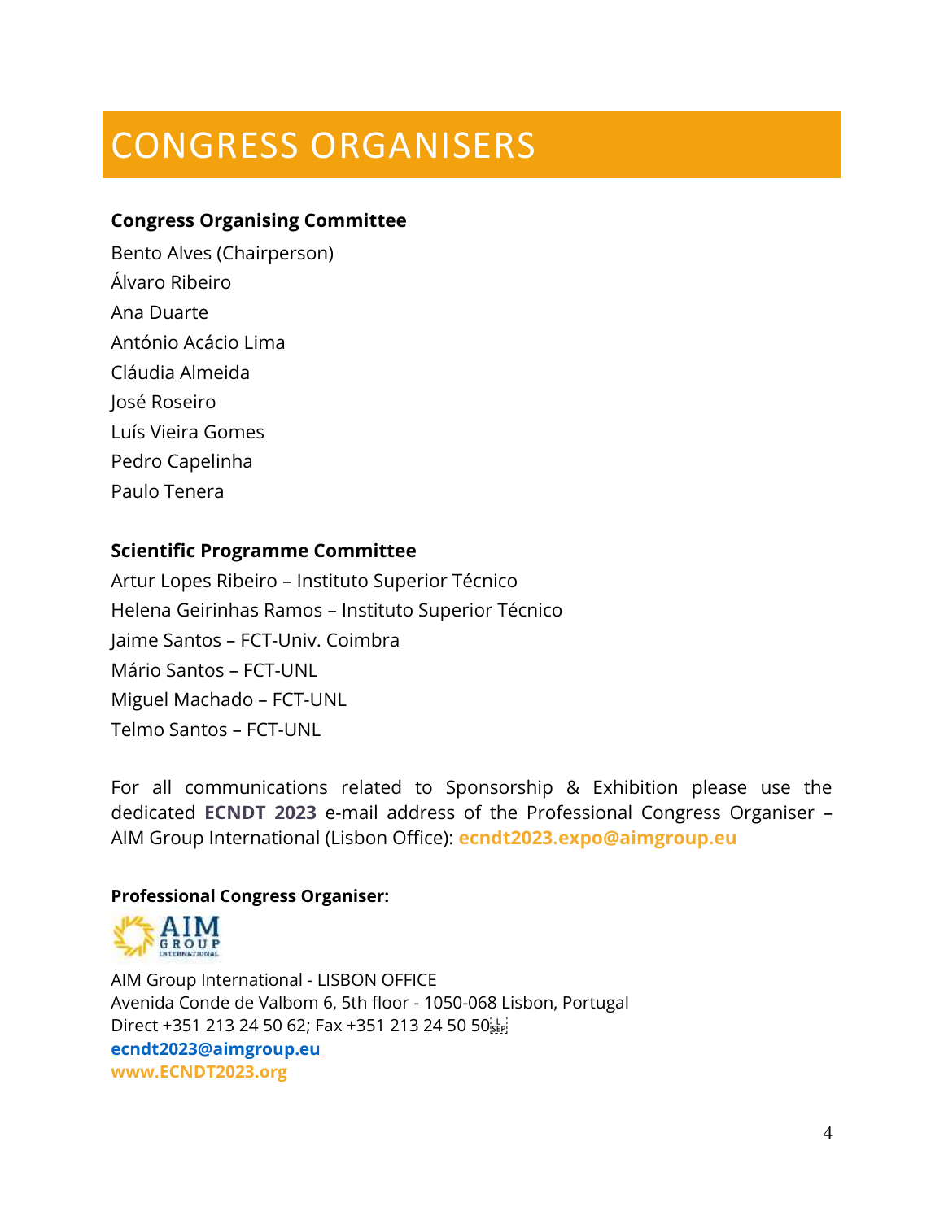# CONGRESS ORGANISERS

**Congress Organising Committee**

Bento Alves (Chairperson)
Álvaro Ribeiro
Ana Duarte
António Acácio Lima
Cláudia Almeida
José Roseiro
Luís Vieira Gomes
Pedro Capelinha
Paulo Tenera

**Scientific Programme Committee**

Artur Lopes Ribeiro – Instituto Superior Técnico
Helena Geirinhas Ramos – Instituto Superior Técnico
Jaime Santos – FCT-Univ. Coimbra
Mário Santos – FCT-UNL
Miguel Machado – FCT-UNL
Telmo Santos – FCT-UNL

For all communications related to Sponsorship & Exhibition please use the dedicated **ECNDT 2023** e-mail address of the Professional Congress Organiser – AIM Group International (Lisbon Office): **ecndt2023.expo@aimgroup.eu**

**Professional Congress Organiser:**

AIM Group International - LISBON OFFICE
Avenida Conde de Valbom 6, 5th floor - 1050-068 Lisbon, Portugal
Direct +351 213 24 50 62; Fax +351 213 24 50 50
**ecndt2023@aimgroup.eu**
**www.ECNDT2023.org**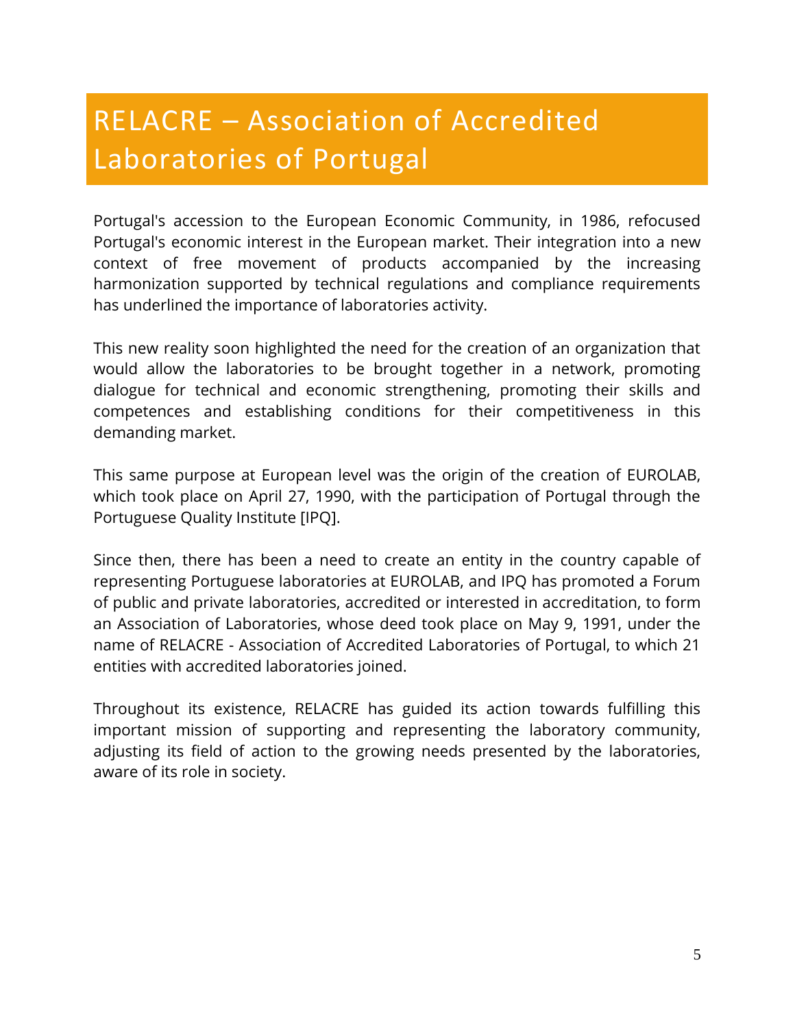# RELACRE – Association of Accredited Laboratories of Portugal

Portugal's accession to the European Economic Community, in 1986, refocused Portugal's economic interest in the European market. Their integration into a new context of free movement of products accompanied by the increasing harmonization supported by technical regulations and compliance requirements has underlined the importance of laboratories activity.

This new reality soon highlighted the need for the creation of an organization that would allow the laboratories to be brought together in a network, promoting dialogue for technical and economic strengthening, promoting their skills and competences and establishing conditions for their competitiveness in this demanding market.

This same purpose at European level was the origin of the creation of EUROLAB, which took place on April 27, 1990, with the participation of Portugal through the Portuguese Quality Institute [IPQ].

Since then, there has been a need to create an entity in the country capable of representing Portuguese laboratories at EUROLAB, and IPQ has promoted a Forum of public and private laboratories, accredited or interested in accreditation, to form an Association of Laboratories, whose deed took place on May 9, 1991, under the name of RELACRE - Association of Accredited Laboratories of Portugal, to which 21 entities with accredited laboratories joined.

Throughout its existence, RELACRE has guided its action towards fulfilling this important mission of supporting and representing the laboratory community, adjusting its field of action to the growing needs presented by the laboratories, aware of its role in society.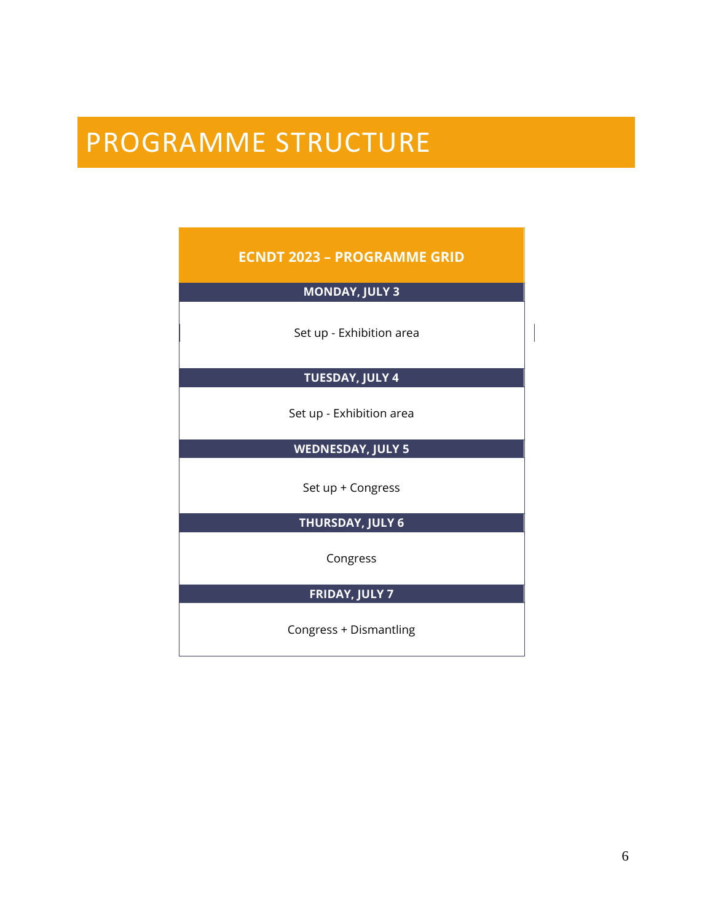# PROGRAMME STRUCTURE

| ECNDT 2023 – PROGRAMME GRID |
| --- |
| **MONDAY, JULY 3** |
| Set up - Exhibition area |
| **TUESDAY, JULY 4** |
| Set up - Exhibition area |
| **WEDNESDAY, JULY 5** |
| Set up + Congress |
| **THURSDAY, JULY 6** |
| Congress |
| **FRIDAY, JULY 7** |
| Congress + Dismantling |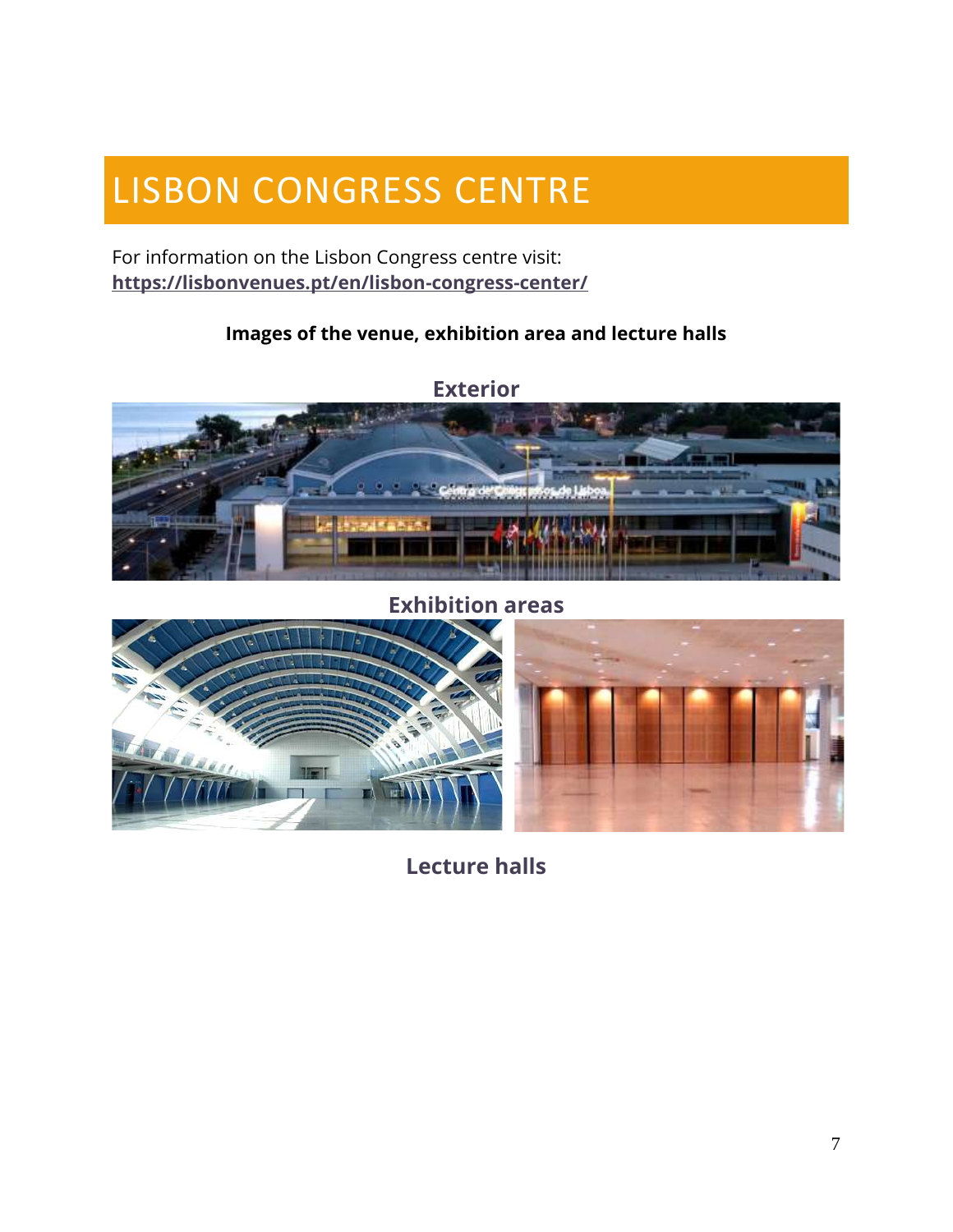# LISBON CONGRESS CENTRE

For information on the Lisbon Congress centre visit:
**https://lisbonvenues.pt/en/lisbon-congress-center/**

**Images of the venue, exhibition area and lecture halls**

**Exterior**

**Exhibition areas**

**Lecture halls**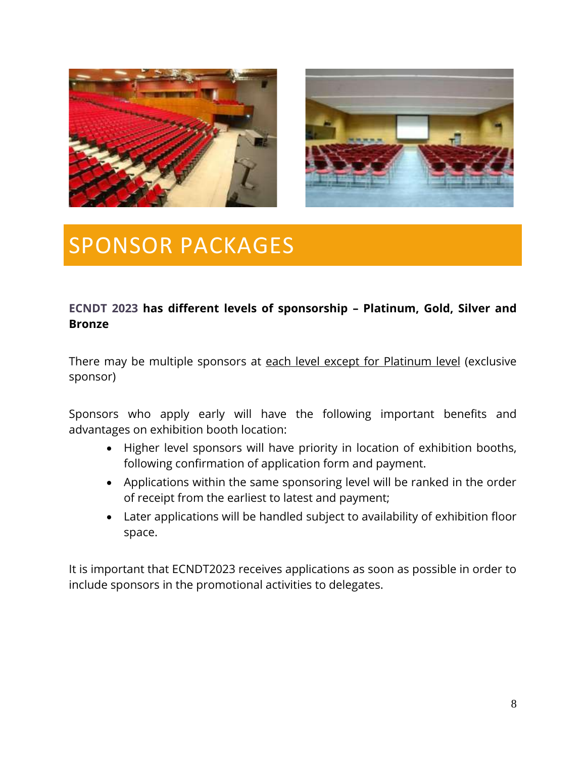# SPONSOR PACKAGES

**ECNDT 2023 has different levels of sponsorship – Platinum, Gold, Silver and Bronze**

There may be multiple sponsors at each level except for Platinum level (exclusive sponsor)

Sponsors who apply early will have the following important benefits and advantages on exhibition booth location:

- Higher level sponsors will have priority in location of exhibition booths, following confirmation of application form and payment.
- Applications within the same sponsoring level will be ranked in the order of receipt from the earliest to latest and payment;
- Later applications will be handled subject to availability of exhibition floor space.

It is important that ECNDT2023 receives applications as soon as possible in order to include sponsors in the promotional activities to delegates.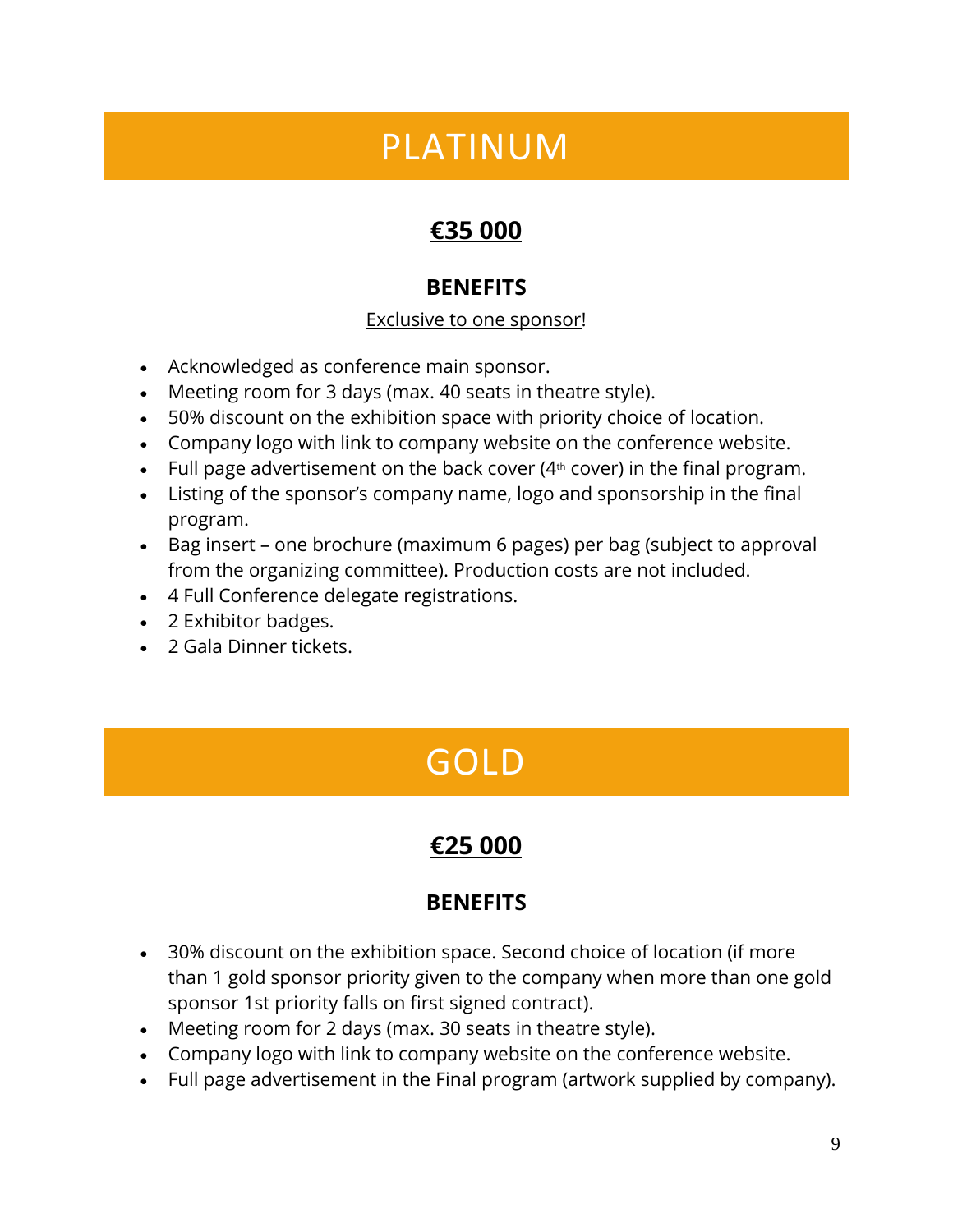# PLATINUM

## **€35 000**

### BENEFITS

Exclusive to one sponsor!

- Acknowledged as conference main sponsor.
- Meeting room for 3 days (max. 40 seats in theatre style).
- 50% discount on the exhibition space with priority choice of location.
- Company logo with link to company website on the conference website.
- Full page advertisement on the back cover (4th cover) in the final program.
- Listing of the sponsor's company name, logo and sponsorship in the final program.
- Bag insert – one brochure (maximum 6 pages) per bag (subject to approval from the organizing committee). Production costs are not included.
- 4 Full Conference delegate registrations.
- 2 Exhibitor badges.
- 2 Gala Dinner tickets.

# GOLD

## **€25 000**

### BENEFITS

- 30% discount on the exhibition space. Second choice of location (if more than 1 gold sponsor priority given to the company when more than one gold sponsor 1st priority falls on first signed contract).
- Meeting room for 2 days (max. 30 seats in theatre style).
- Company logo with link to company website on the conference website.
- Full page advertisement in the Final program (artwork supplied by company).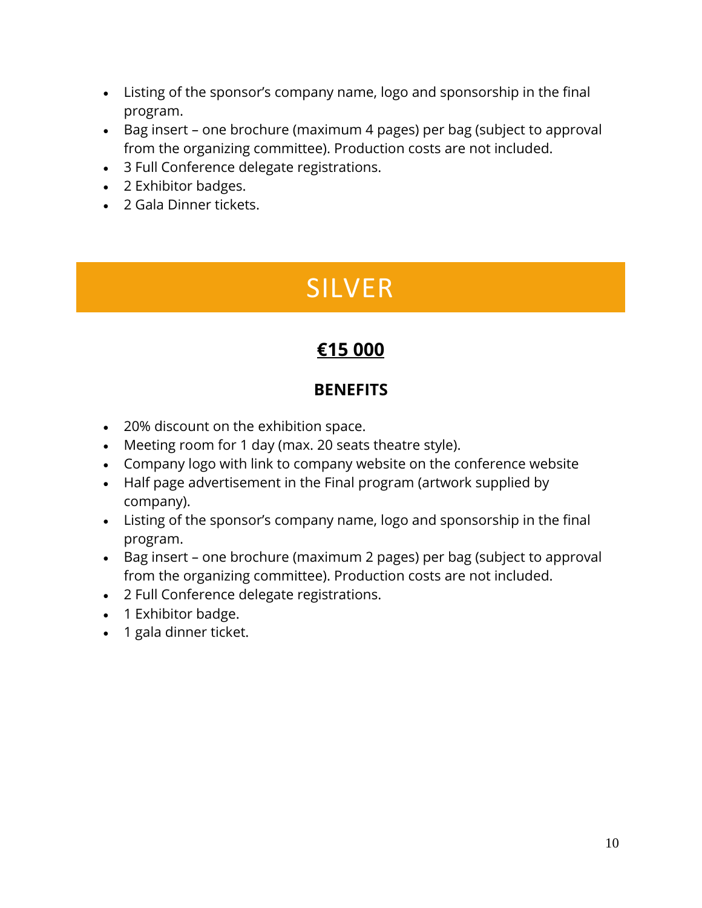- Listing of the sponsor's company name, logo and sponsorship in the final program.
- Bag insert – one brochure (maximum 4 pages) per bag (subject to approval from the organizing committee). Production costs are not included.
- 3 Full Conference delegate registrations.
- 2 Exhibitor badges.
- 2 Gala Dinner tickets.

# SILVER

## **€15 000**

### **BENEFITS**

- 20% discount on the exhibition space.
- Meeting room for 1 day (max. 20 seats theatre style).
- Company logo with link to company website on the conference website
- Half page advertisement in the Final program (artwork supplied by company).
- Listing of the sponsor's company name, logo and sponsorship in the final program.
- Bag insert – one brochure (maximum 2 pages) per bag (subject to approval from the organizing committee). Production costs are not included.
- 2 Full Conference delegate registrations.
- 1 Exhibitor badge.
- 1 gala dinner ticket.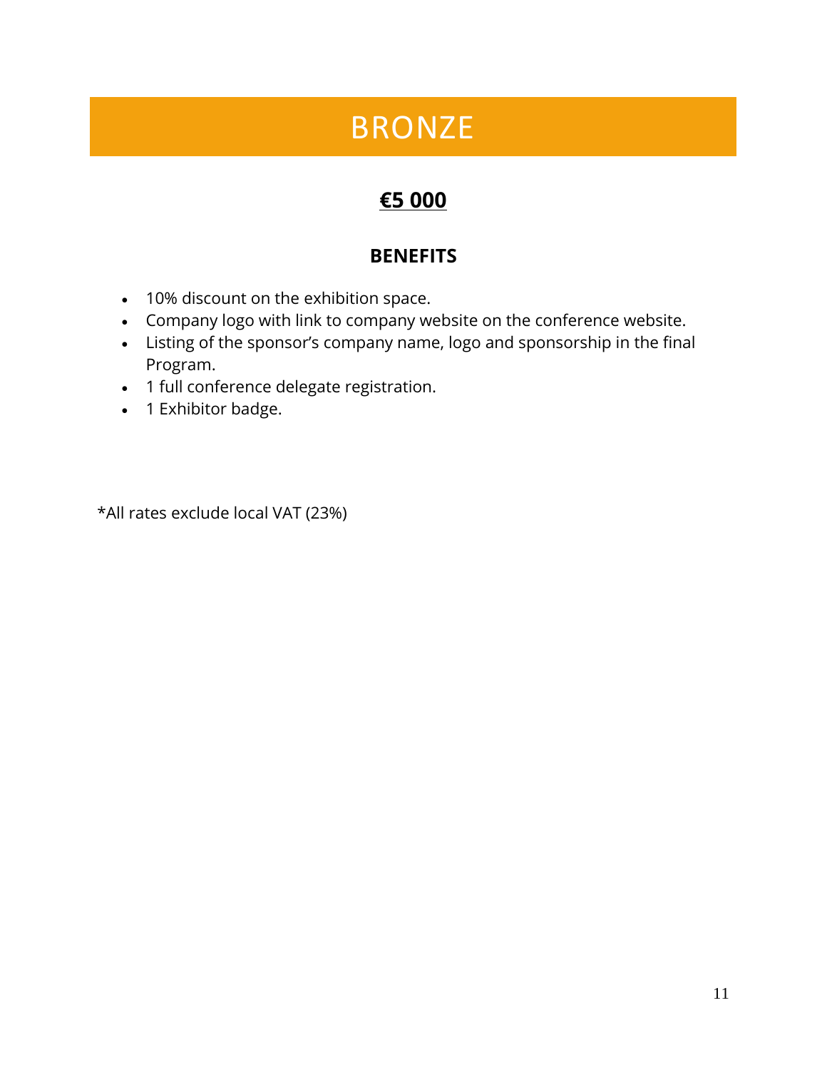# BRONZE

## **€5 000**

### BENEFITS

- 10% discount on the exhibition space.
- Company logo with link to company website on the conference website.
- Listing of the sponsor's company name, logo and sponsorship in the final Program.
- 1 full conference delegate registration.
- 1 Exhibitor badge.

*All rates exclude local VAT (23%)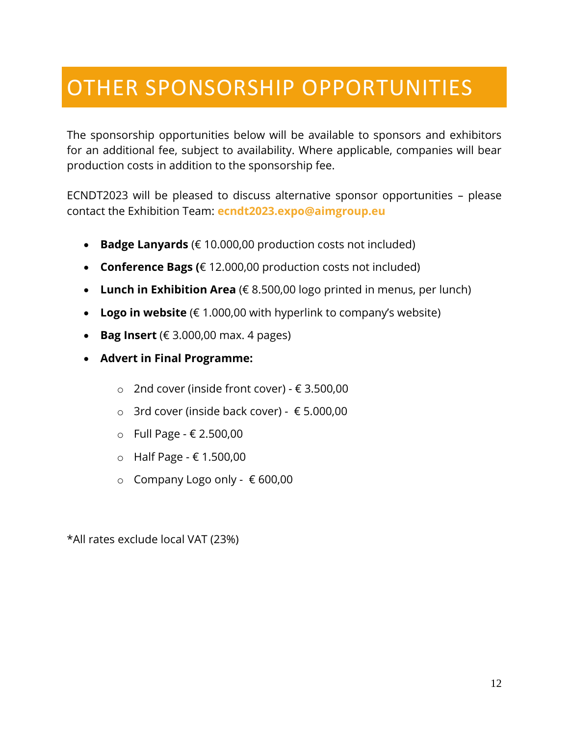# OTHER SPONSORSHIP OPPORTUNITIES

The sponsorship opportunities below will be available to sponsors and exhibitors for an additional fee, subject to availability. Where applicable, companies will bear production costs in addition to the sponsorship fee.

ECNDT2023 will be pleased to discuss alternative sponsor opportunities – please contact the Exhibition Team: **ecndt2023.expo@aimgroup.eu**

- **Badge Lanyards** (€ 10.000,00 production costs not included)
- **Conference Bags (**€ 12.000,00 production costs not included)
- **Lunch in Exhibition Area** (€ 8.500,00 logo printed in menus, per lunch)
- **Logo in website** (€ 1.000,00 with hyperlink to company's website)
- **Bag Insert** (€ 3.000,00 max. 4 pages)
- **Advert in Final Programme:**
  - 2nd cover (inside front cover) - € 3.500,00
  - 3rd cover (inside back cover) - € 5.000,00
  - Full Page - € 2.500,00
  - Half Page - € 1.500,00
  - Company Logo only - € 600,00

*All rates exclude local VAT (23%)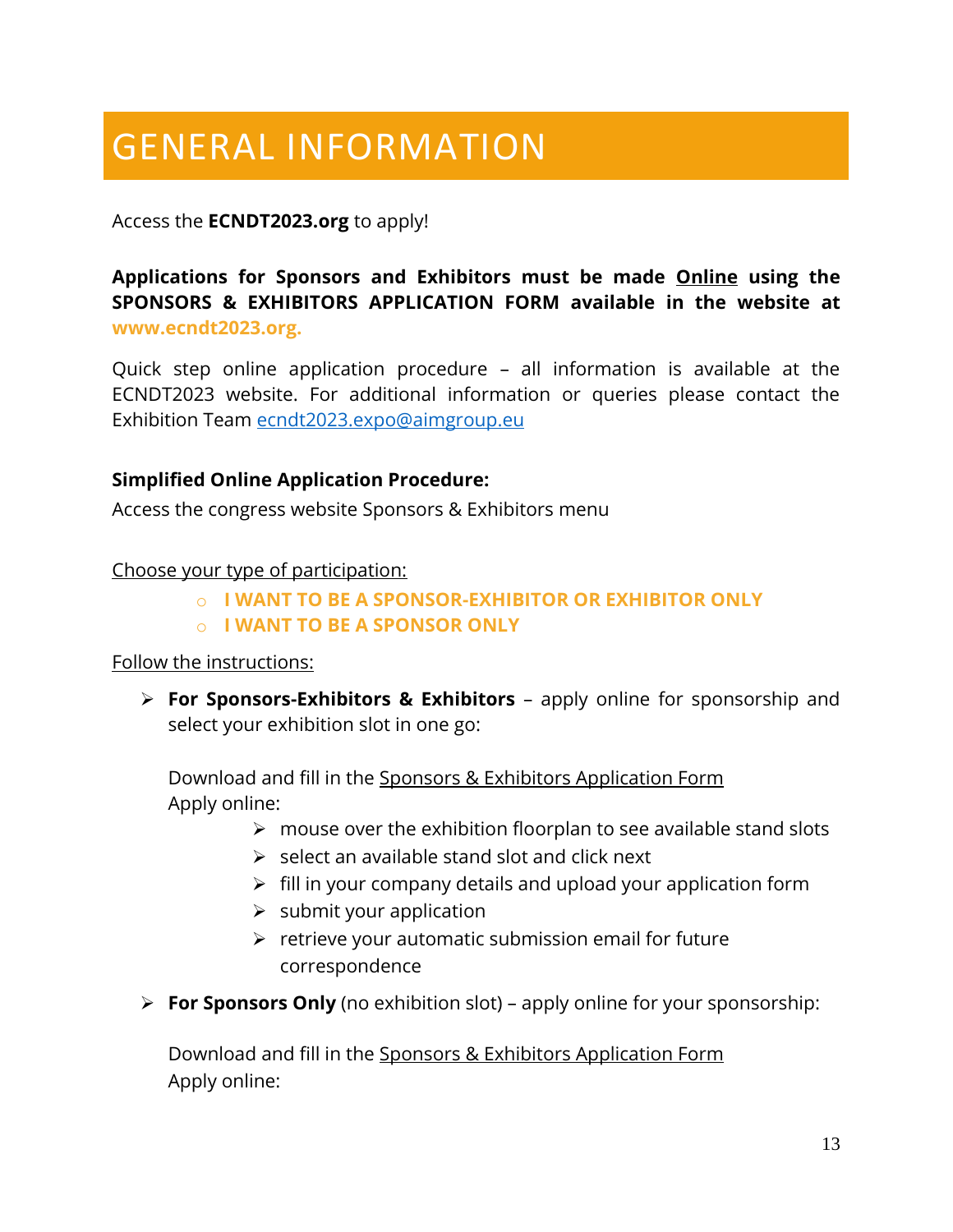# GENERAL INFORMATION

Access the **ECNDT2023.org** to apply!

**Applications for Sponsors and Exhibitors must be made <u>Online</u> using the SPONSORS & EXHIBITORS APPLICATION FORM available in the website at www.ecndt2023.org.**

Quick step online application procedure – all information is available at the ECNDT2023 website. For additional information or queries please contact the Exhibition Team ecndt2023.expo@aimgroup.eu

**Simplified Online Application Procedure:**

Access the congress website Sponsors & Exhibitors menu

<u>Choose your type of participation:</u>

- **I WANT TO BE A SPONSOR-EXHIBITOR OR EXHIBITOR ONLY**
- **I WANT TO BE A SPONSOR ONLY**

<u>Follow the instructions:</u>

- **For Sponsors-Exhibitors & Exhibitors** – apply online for sponsorship and select your exhibition slot in one go:

  Download and fill in the <u>Sponsors & Exhibitors Application Form</u>
  Apply online:
  - mouse over the exhibition floorplan to see available stand slots
  - select an available stand slot and click next
  - fill in your company details and upload your application form
  - submit your application
  - retrieve your automatic submission email for future correspondence

- **For Sponsors Only** (no exhibition slot) – apply online for your sponsorship:

  Download and fill in the <u>Sponsors & Exhibitors Application Form</u>
  Apply online: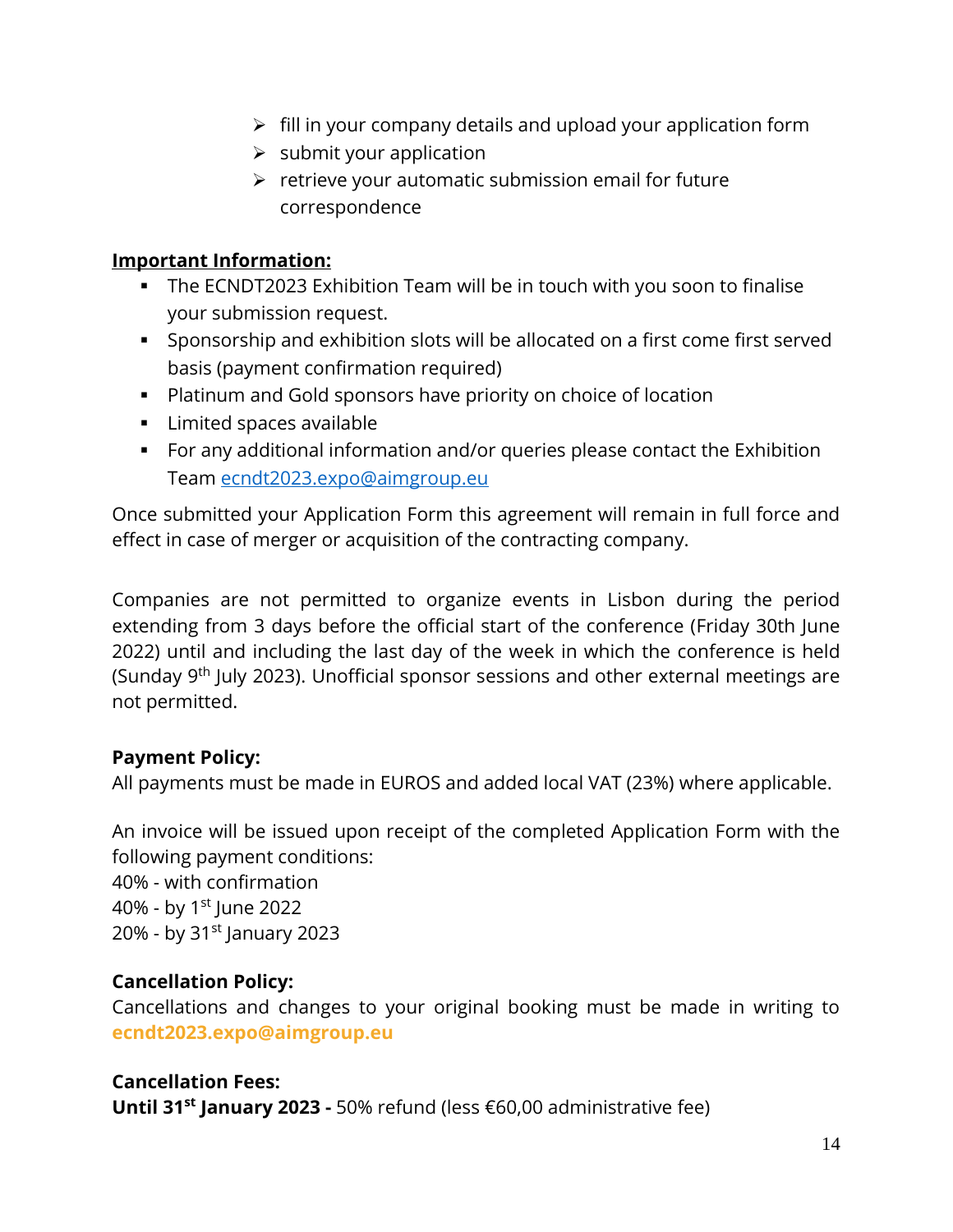- fill in your company details and upload your application form
- submit your application
- retrieve your automatic submission email for future correspondence

**Important Information:**

- The ECNDT2023 Exhibition Team will be in touch with you soon to finalise your submission request.
- Sponsorship and exhibition slots will be allocated on a first come first served basis (payment confirmation required)
- Platinum and Gold sponsors have priority on choice of location
- Limited spaces available
- For any additional information and/or queries please contact the Exhibition Team ecndt2023.expo@aimgroup.eu

Once submitted your Application Form this agreement will remain in full force and effect in case of merger or acquisition of the contracting company.

Companies are not permitted to organize events in Lisbon during the period extending from 3 days before the official start of the conference (Friday 30th June 2022) until and including the last day of the week in which the conference is held (Sunday 9th July 2023). Unofficial sponsor sessions and other external meetings are not permitted.

**Payment Policy:**
All payments must be made in EUROS and added local VAT (23%) where applicable.

An invoice will be issued upon receipt of the completed Application Form with the following payment conditions:
40% - with confirmation
40% - by 1st June 2022
20% - by 31st January 2023

**Cancellation Policy:**
Cancellations and changes to your original booking must be made in writing to **ecndt2023.expo@aimgroup.eu**

**Cancellation Fees:**
**Until 31st January 2023 -** 50% refund (less €60,00 administrative fee)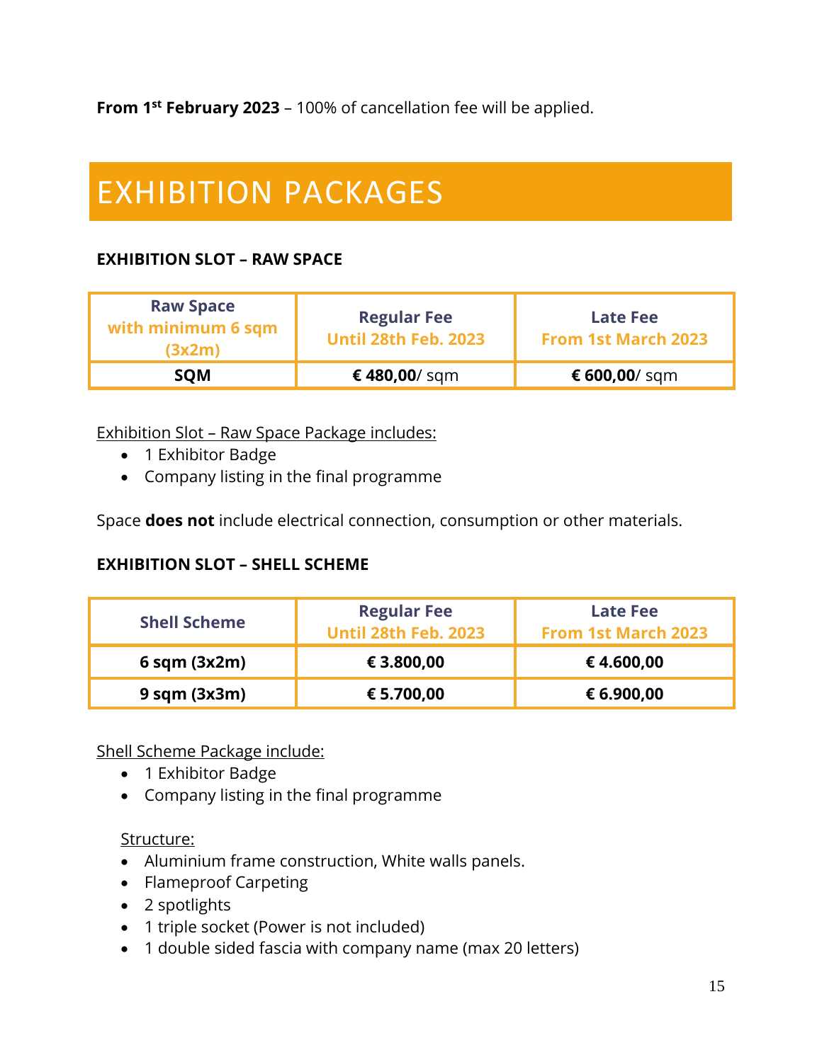**From 1st February 2023** – 100% of cancellation fee will be applied.

# EXHIBITION PACKAGES

### EXHIBITION SLOT – RAW SPACE

| Raw Space with minimum 6 sqm (3x2m) | Regular Fee Until 28th Feb. 2023 | Late Fee From 1st March 2023 |
|---|---|---|
| **SQM** | **€ 480,00**/ sqm | **€ 600,00**/ sqm |

Exhibition Slot – Raw Space Package includes:

- 1 Exhibitor Badge
- Company listing in the final programme

Space **does not** include electrical connection, consumption or other materials.

### EXHIBITION SLOT – SHELL SCHEME

| Shell Scheme | Regular Fee Until 28th Feb. 2023 | Late Fee From 1st March 2023 |
|---|---|---|
| **6 sqm (3x2m)** | **€ 3.800,00** | **€ 4.600,00** |
| **9 sqm (3x3m)** | **€ 5.700,00** | **€ 6.900,00** |

Shell Scheme Package include:

- 1 Exhibitor Badge
- Company listing in the final programme

Structure:

- Aluminium frame construction, White walls panels.
- Flameproof Carpeting
- 2 spotlights
- 1 triple socket (Power is not included)
- 1 double sided fascia with company name (max 20 letters)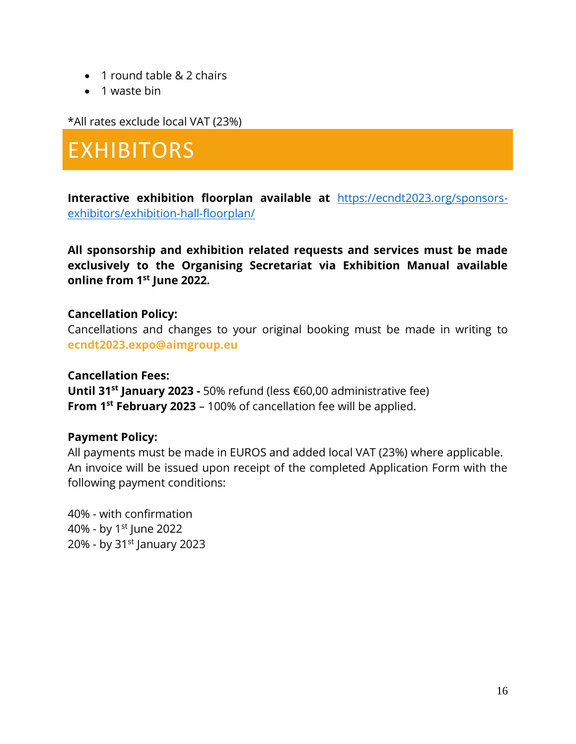- 1 round table & 2 chairs
- 1 waste bin

*All rates exclude local VAT (23%)

# EXHIBITORS

**Interactive exhibition floorplan available at** [https://ecndt2023.org/sponsors-exhibitors/exhibition-hall-floorplan/](https://ecndt2023.org/sponsors-exhibitors/exhibition-hall-floorplan/)

**All sponsorship and exhibition related requests and services must be made exclusively to the Organising Secretariat via Exhibition Manual available online from 1st June 2022.**

**Cancellation Policy:**
Cancellations and changes to your original booking must be made in writing to **ecndt2023.expo@aimgroup.eu**

**Cancellation Fees:**
**Until 31st January 2023 -** 50% refund (less €60,00 administrative fee)
**From 1st February 2023** – 100% of cancellation fee will be applied.

**Payment Policy:**
All payments must be made in EUROS and added local VAT (23%) where applicable. An invoice will be issued upon receipt of the completed Application Form with the following payment conditions:

40% - with confirmation
40% - by 1st June 2022
20% - by 31st January 2023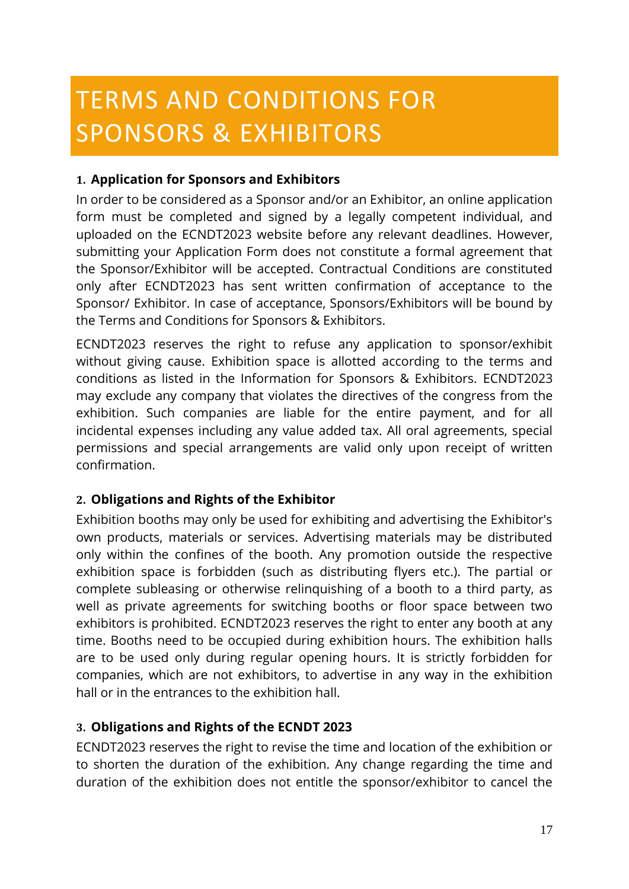# TERMS AND CONDITIONS FOR SPONSORS & EXHIBITORS

## 1. Application for Sponsors and Exhibitors

In order to be considered as a Sponsor and/or an Exhibitor, an online application form must be completed and signed by a legally competent individual, and uploaded on the ECNDT2023 website before any relevant deadlines. However, submitting your Application Form does not constitute a formal agreement that the Sponsor/Exhibitor will be accepted. Contractual Conditions are constituted only after ECNDT2023 has sent written confirmation of acceptance to the Sponsor/ Exhibitor. In case of acceptance, Sponsors/Exhibitors will be bound by the Terms and Conditions for Sponsors & Exhibitors.

ECNDT2023 reserves the right to refuse any application to sponsor/exhibit without giving cause. Exhibition space is allotted according to the terms and conditions as listed in the Information for Sponsors & Exhibitors. ECNDT2023 may exclude any company that violates the directives of the congress from the exhibition. Such companies are liable for the entire payment, and for all incidental expenses including any value added tax. All oral agreements, special permissions and special arrangements are valid only upon receipt of written confirmation.

## 2. Obligations and Rights of the Exhibitor

Exhibition booths may only be used for exhibiting and advertising the Exhibitor's own products, materials or services. Advertising materials may be distributed only within the confines of the booth. Any promotion outside the respective exhibition space is forbidden (such as distributing flyers etc.). The partial or complete subleasing or otherwise relinquishing of a booth to a third party, as well as private agreements for switching booths or floor space between two exhibitors is prohibited. ECNDT2023 reserves the right to enter any booth at any time. Booths need to be occupied during exhibition hours. The exhibition halls are to be used only during regular opening hours. It is strictly forbidden for companies, which are not exhibitors, to advertise in any way in the exhibition hall or in the entrances to the exhibition hall.

## 3. Obligations and Rights of the ECNDT 2023

ECNDT2023 reserves the right to revise the time and location of the exhibition or to shorten the duration of the exhibition. Any change regarding the time and duration of the exhibition does not entitle the sponsor/exhibitor to cancel the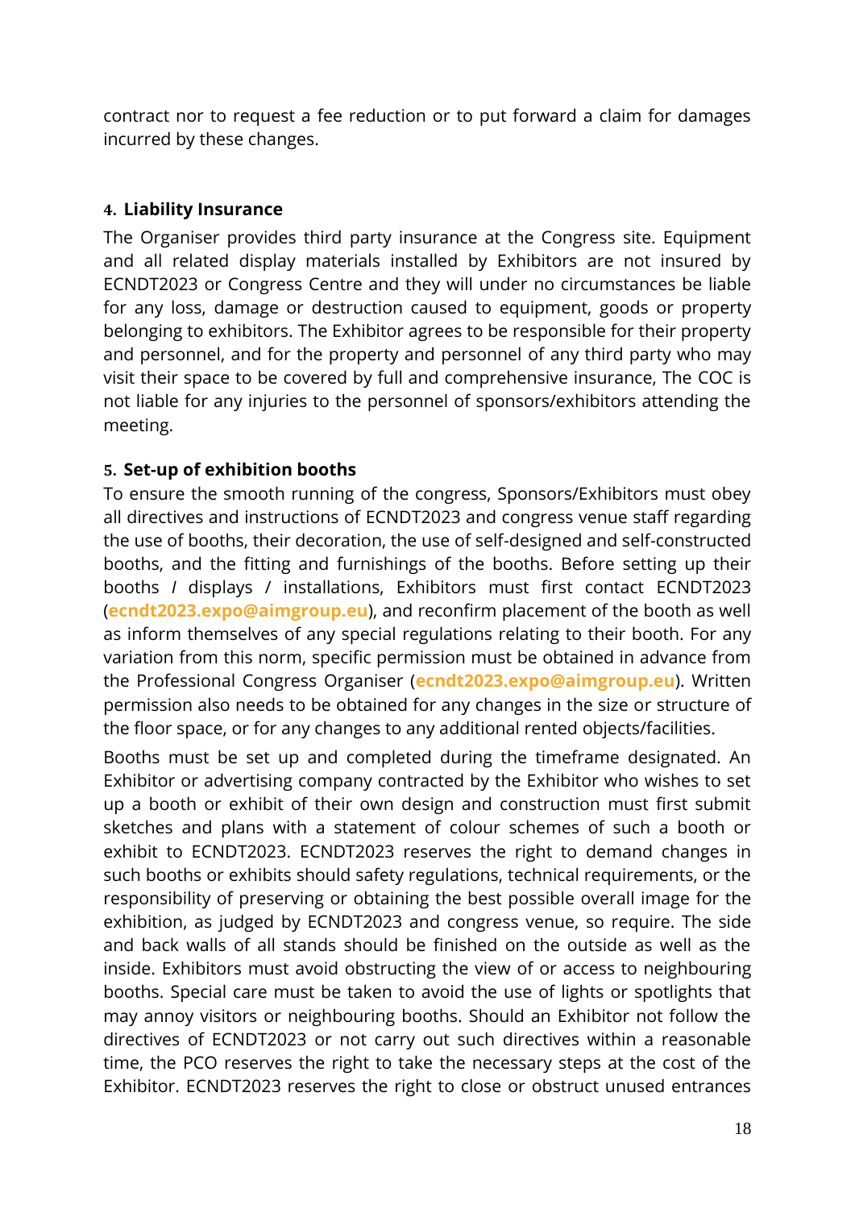contract nor to request a fee reduction or to put forward a claim for damages incurred by these changes.

#### 4. Liability Insurance

The Organiser provides third party insurance at the Congress site. Equipment and all related display materials installed by Exhibitors are not insured by ECNDT2023 or Congress Centre and they will under no circumstances be liable for any loss, damage or destruction caused to equipment, goods or property belonging to exhibitors. The Exhibitor agrees to be responsible for their property and personnel, and for the property and personnel of any third party who may visit their space to be covered by full and comprehensive insurance, The COC is not liable for any injuries to the personnel of sponsors/exhibitors attending the meeting.

#### 5. Set-up of exhibition booths

To ensure the smooth running of the congress, Sponsors/Exhibitors must obey all directives and instructions of ECNDT2023 and congress venue staff regarding the use of booths, their decoration, the use of self-designed and self-constructed booths, and the fitting and furnishings of the booths. Before setting up their booths / displays / installations, Exhibitors must first contact ECNDT2023 (**ecndt2023.expo@aimgroup.eu**), and reconfirm placement of the booth as well as inform themselves of any special regulations relating to their booth. For any variation from this norm, specific permission must be obtained in advance from the Professional Congress Organiser (**ecndt2023.expo@aimgroup.eu**). Written permission also needs to be obtained for any changes in the size or structure of the floor space, or for any changes to any additional rented objects/facilities.

Booths must be set up and completed during the timeframe designated. An Exhibitor or advertising company contracted by the Exhibitor who wishes to set up a booth or exhibit of their own design and construction must first submit sketches and plans with a statement of colour schemes of such a booth or exhibit to ECNDT2023. ECNDT2023 reserves the right to demand changes in such booths or exhibits should safety regulations, technical requirements, or the responsibility of preserving or obtaining the best possible overall image for the exhibition, as judged by ECNDT2023 and congress venue, so require. The side and back walls of all stands should be finished on the outside as well as the inside. Exhibitors must avoid obstructing the view of or access to neighbouring booths. Special care must be taken to avoid the use of lights or spotlights that may annoy visitors or neighbouring booths. Should an Exhibitor not follow the directives of ECNDT2023 or not carry out such directives within a reasonable time, the PCO reserves the right to take the necessary steps at the cost of the Exhibitor. ECNDT2023 reserves the right to close or obstruct unused entrances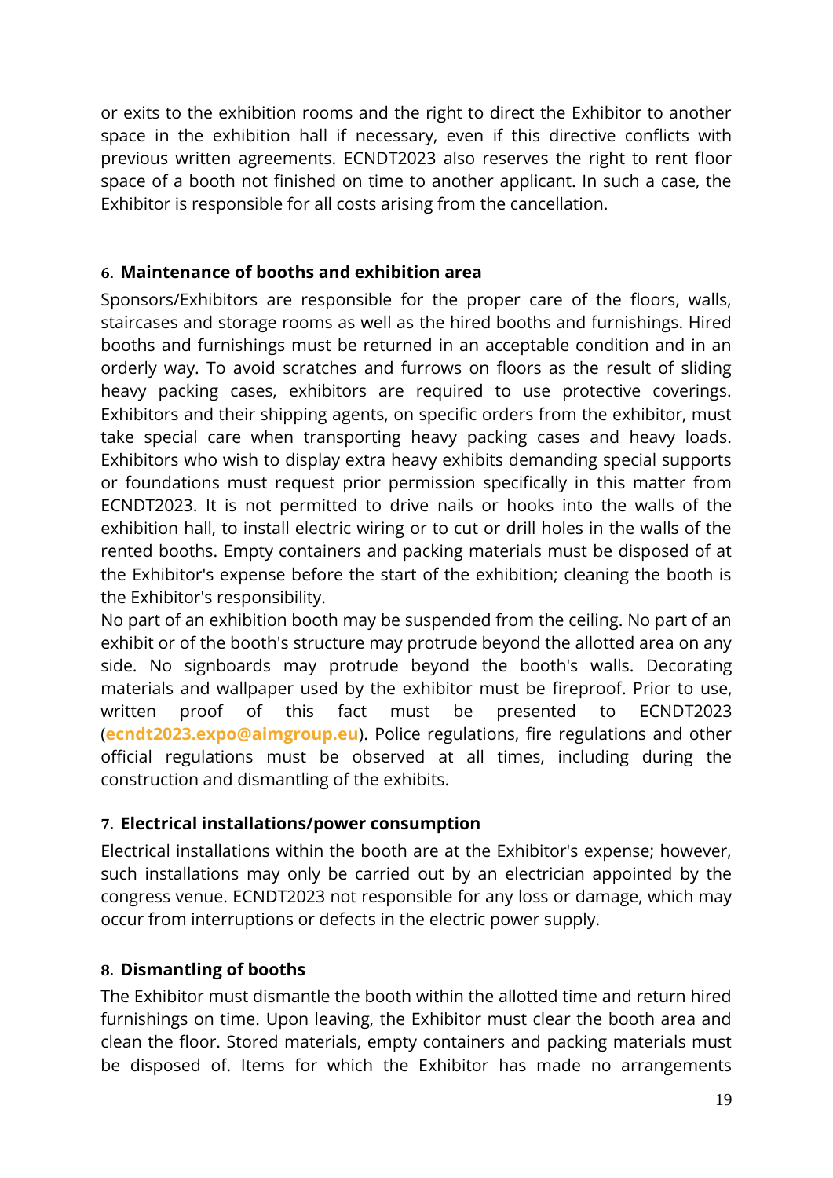or exits to the exhibition rooms and the right to direct the Exhibitor to another space in the exhibition hall if necessary, even if this directive conflicts with previous written agreements. ECNDT2023 also reserves the right to rent floor space of a booth not finished on time to another applicant. In such a case, the Exhibitor is responsible for all costs arising from the cancellation.

## 6. Maintenance of booths and exhibition area

Sponsors/Exhibitors are responsible for the proper care of the floors, walls, staircases and storage rooms as well as the hired booths and furnishings. Hired booths and furnishings must be returned in an acceptable condition and in an orderly way. To avoid scratches and furrows on floors as the result of sliding heavy packing cases, exhibitors are required to use protective coverings. Exhibitors and their shipping agents, on specific orders from the exhibitor, must take special care when transporting heavy packing cases and heavy loads. Exhibitors who wish to display extra heavy exhibits demanding special supports or foundations must request prior permission specifically in this matter from ECNDT2023. It is not permitted to drive nails or hooks into the walls of the exhibition hall, to install electric wiring or to cut or drill holes in the walls of the rented booths. Empty containers and packing materials must be disposed of at the Exhibitor's expense before the start of the exhibition; cleaning the booth is the Exhibitor's responsibility.

No part of an exhibition booth may be suspended from the ceiling. No part of an exhibit or of the booth's structure may protrude beyond the allotted area on any side. No signboards may protrude beyond the booth's walls. Decorating materials and wallpaper used by the exhibitor must be fireproof. Prior to use, written proof of this fact must be presented to ECNDT2023 (**ecndt2023.expo@aimgroup.eu**). Police regulations, fire regulations and other official regulations must be observed at all times, including during the construction and dismantling of the exhibits.

## 7. Electrical installations/power consumption

Electrical installations within the booth are at the Exhibitor's expense; however, such installations may only be carried out by an electrician appointed by the congress venue. ECNDT2023 not responsible for any loss or damage, which may occur from interruptions or defects in the electric power supply.

## 8. Dismantling of booths

The Exhibitor must dismantle the booth within the allotted time and return hired furnishings on time. Upon leaving, the Exhibitor must clear the booth area and clean the floor. Stored materials, empty containers and packing materials must be disposed of. Items for which the Exhibitor has made no arrangements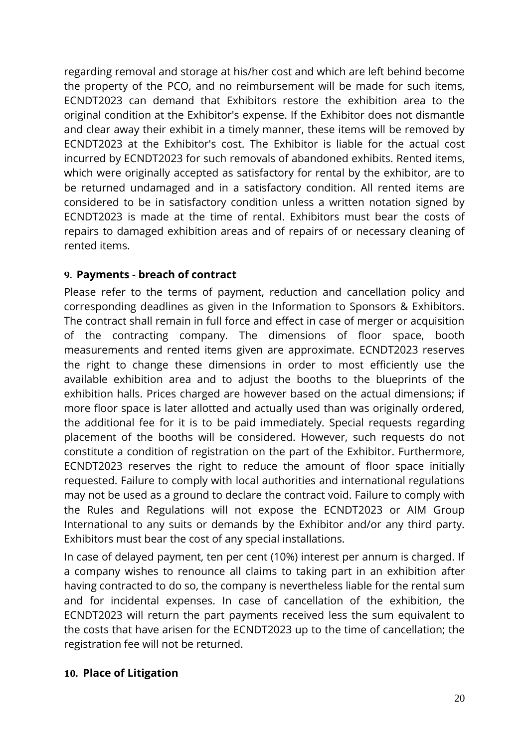regarding removal and storage at his/her cost and which are left behind become the property of the PCO, and no reimbursement will be made for such items, ECNDT2023 can demand that Exhibitors restore the exhibition area to the original condition at the Exhibitor's expense. If the Exhibitor does not dismantle and clear away their exhibit in a timely manner, these items will be removed by ECNDT2023 at the Exhibitor's cost. The Exhibitor is liable for the actual cost incurred by ECNDT2023 for such removals of abandoned exhibits. Rented items, which were originally accepted as satisfactory for rental by the exhibitor, are to be returned undamaged and in a satisfactory condition. All rented items are considered to be in satisfactory condition unless a written notation signed by ECNDT2023 is made at the time of rental. Exhibitors must bear the costs of repairs to damaged exhibition areas and of repairs of or necessary cleaning of rented items.

### 9. Payments - breach of contract

Please refer to the terms of payment, reduction and cancellation policy and corresponding deadlines as given in the Information to Sponsors & Exhibitors. The contract shall remain in full force and effect in case of merger or acquisition of the contracting company. The dimensions of floor space, booth measurements and rented items given are approximate. ECNDT2023 reserves the right to change these dimensions in order to most efficiently use the available exhibition area and to adjust the booths to the blueprints of the exhibition halls. Prices charged are however based on the actual dimensions; if more floor space is later allotted and actually used than was originally ordered, the additional fee for it is to be paid immediately. Special requests regarding placement of the booths will be considered. However, such requests do not constitute a condition of registration on the part of the Exhibitor. Furthermore, ECNDT2023 reserves the right to reduce the amount of floor space initially requested. Failure to comply with local authorities and international regulations may not be used as a ground to declare the contract void. Failure to comply with the Rules and Regulations will not expose the ECNDT2023 or AIM Group International to any suits or demands by the Exhibitor and/or any third party. Exhibitors must bear the cost of any special installations.

In case of delayed payment, ten per cent (10%) interest per annum is charged. If a company wishes to renounce all claims to taking part in an exhibition after having contracted to do so, the company is nevertheless liable for the rental sum and for incidental expenses. In case of cancellation of the exhibition, the ECNDT2023 will return the part payments received less the sum equivalent to the costs that have arisen for the ECNDT2023 up to the time of cancellation; the registration fee will not be returned.

### 10. Place of Litigation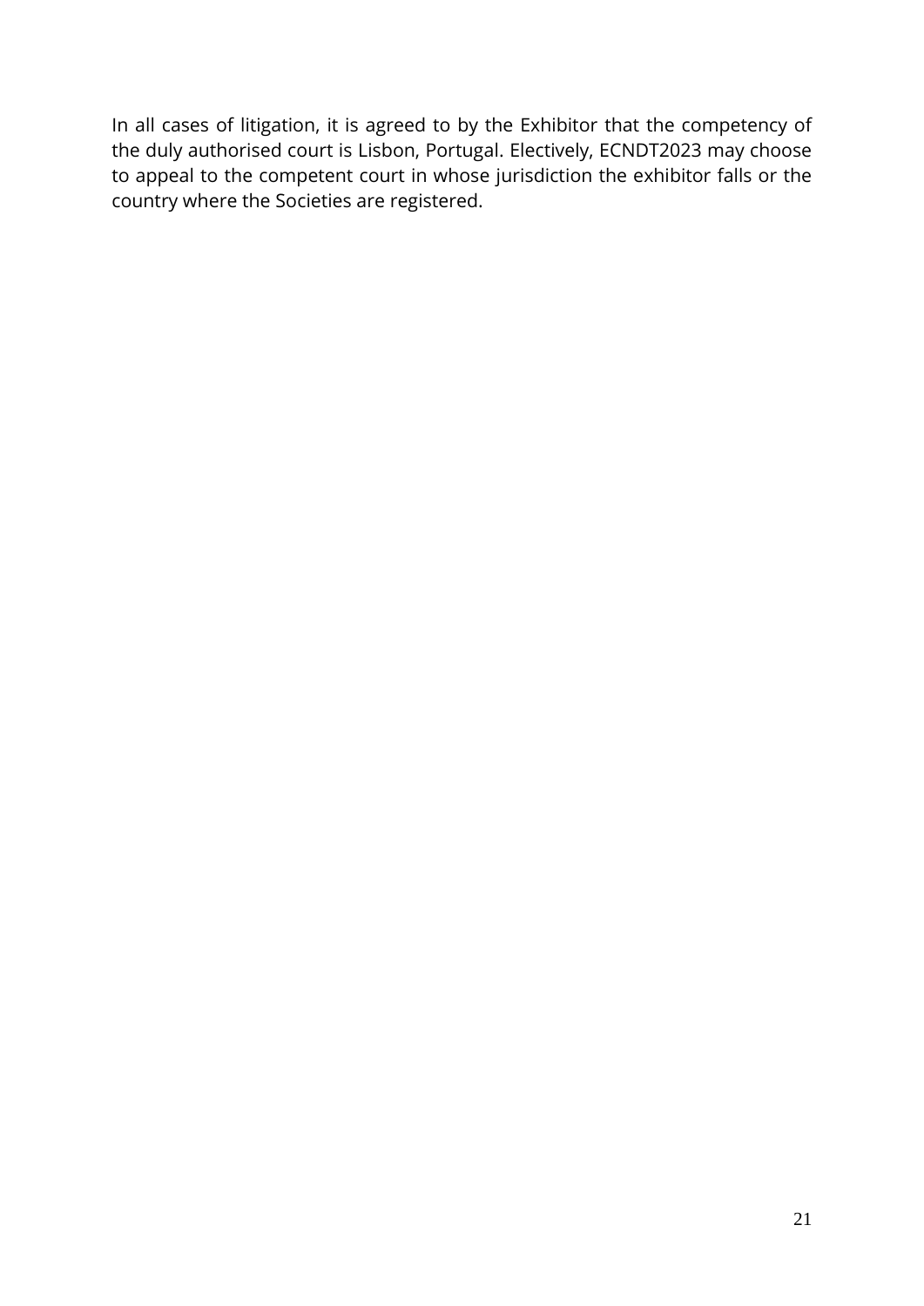In all cases of litigation, it is agreed to by the Exhibitor that the competency of the duly authorised court is Lisbon, Portugal. Electively, ECNDT2023 may choose to appeal to the competent court in whose jurisdiction the exhibitor falls or the country where the Societies are registered.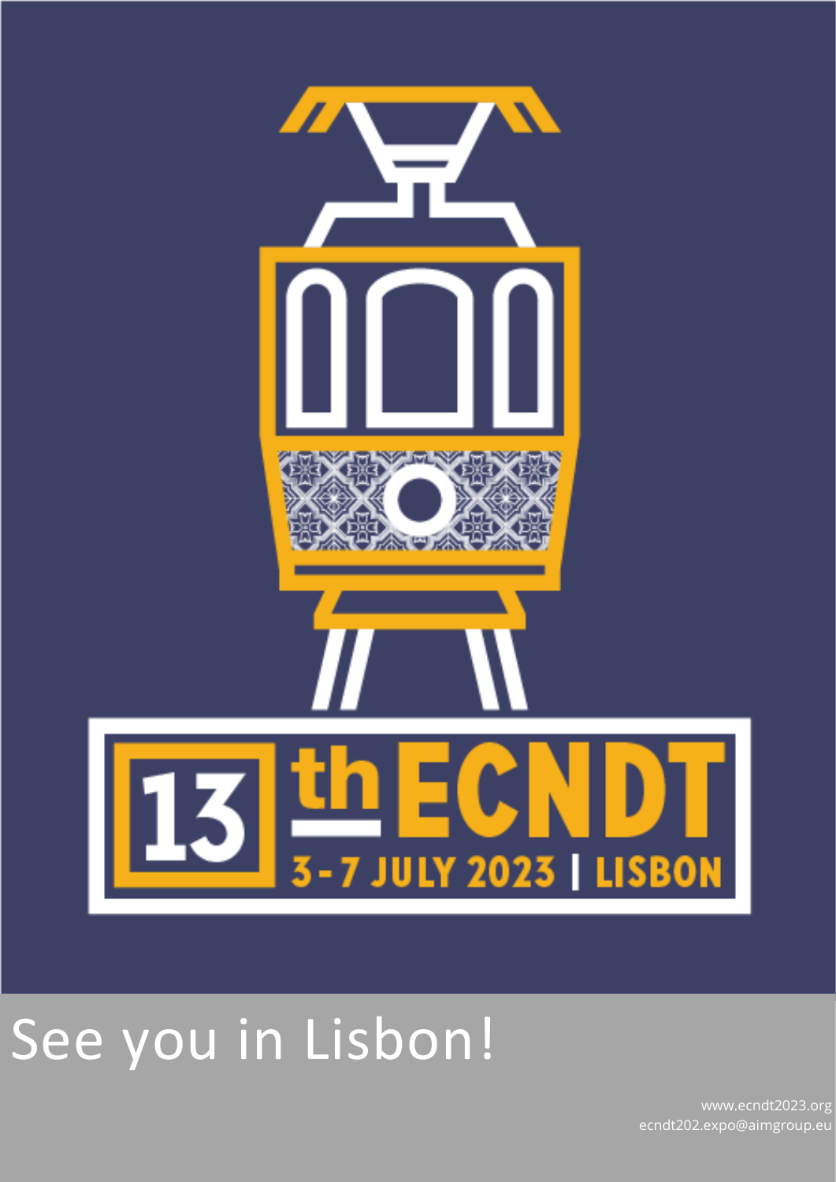13th ECNDT

3-7 JULY 2023 | LISBON

See you in Lisbon!

www.ecndt2023.org
ecndt202.expo@aimgroup.eu